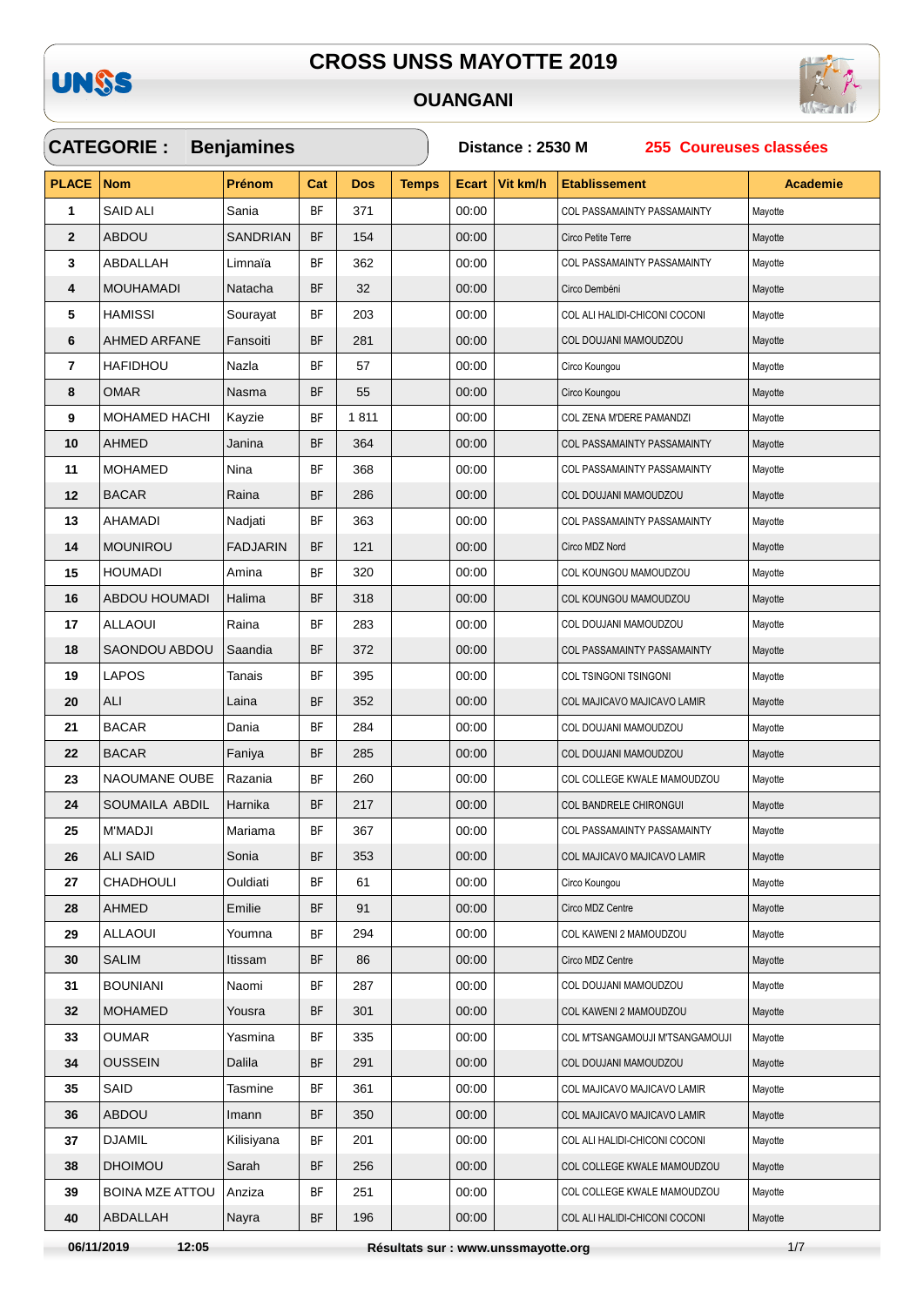# CROSS UNSS MAYOTTE 2019

## OUANGANI

**CATEGORIE : Benjamines** — **Distance : 2530 M** — **255 Coureuses classées**

| PLACE | Nom | Prénom | Cat | Dos | Temps | Ecart | Vit km/h | Etablissement | Academie |
|---|---|---|---|---|---|---|---|---|---|
| 1 | SAID ALI | Sania | BF | 371 | | 00:00 | | COL PASSAMAINTY PASSAMAINTY | Mayotte |
| 2 | ABDOU | SANDRIAN | BF | 154 | | 00:00 | | Circo Petite Terre | Mayotte |
| 3 | ABDALLAH | Limnaïa | BF | 362 | | 00:00 | | COL PASSAMAINTY PASSAMAINTY | Mayotte |
| 4 | MOUHAMADI | Natacha | BF | 32 | | 00:00 | | Circo Dembéni | Mayotte |
| 5 | HAMISSI | Sourayat | BF | 203 | | 00:00 | | COL ALI HALIDI-CHICONI COCONI | Mayotte |
| 6 | AHMED ARFANE | Fansoiti | BF | 281 | | 00:00 | | COL DOUJANI MAMOUDZOU | Mayotte |
| 7 | HAFIDHOU | Nazla | BF | 57 | | 00:00 | | Circo Koungou | Mayotte |
| 8 | OMAR | Nasma | BF | 55 | | 00:00 | | Circo Koungou | Mayotte |
| 9 | MOHAMED HACHI | Kayzie | BF | 1 811 | | 00:00 | | COL ZENA M'DERE PAMANDZI | Mayotte |
| 10 | AHMED | Janina | BF | 364 | | 00:00 | | COL PASSAMAINTY PASSAMAINTY | Mayotte |
| 11 | MOHAMED | Nina | BF | 368 | | 00:00 | | COL PASSAMAINTY PASSAMAINTY | Mayotte |
| 12 | BACAR | Raina | BF | 286 | | 00:00 | | COL DOUJANI MAMOUDZOU | Mayotte |
| 13 | AHAMADI | Nadjati | BF | 363 | | 00:00 | | COL PASSAMAINTY PASSAMAINTY | Mayotte |
| 14 | MOUNIROU | FADJARIN | BF | 121 | | 00:00 | | Circo MDZ Nord | Mayotte |
| 15 | HOUMADI | Amina | BF | 320 | | 00:00 | | COL KOUNGOU MAMOUDZOU | Mayotte |
| 16 | ABDOU HOUMADI | Halima | BF | 318 | | 00:00 | | COL KOUNGOU MAMOUDZOU | Mayotte |
| 17 | ALLAOUI | Raina | BF | 283 | | 00:00 | | COL DOUJANI MAMOUDZOU | Mayotte |
| 18 | SAONDOU ABDOU | Saandia | BF | 372 | | 00:00 | | COL PASSAMAINTY PASSAMAINTY | Mayotte |
| 19 | LAPOS | Tanais | BF | 395 | | 00:00 | | COL TSINGONI TSINGONI | Mayotte |
| 20 | ALI | Laina | BF | 352 | | 00:00 | | COL MAJICAVO MAJICAVO LAMIR | Mayotte |
| 21 | BACAR | Dania | BF | 284 | | 00:00 | | COL DOUJANI MAMOUDZOU | Mayotte |
| 22 | BACAR | Faniya | BF | 285 | | 00:00 | | COL DOUJANI MAMOUDZOU | Mayotte |
| 23 | NAOUMANE OUBE | Razania | BF | 260 | | 00:00 | | COL COLLEGE KWALE MAMOUDZOU | Mayotte |
| 24 | SOUMAILA ABDIL | Harnika | BF | 217 | | 00:00 | | COL BANDRELE CHIRONGUI | Mayotte |
| 25 | M'MADJI | Mariama | BF | 367 | | 00:00 | | COL PASSAMAINTY PASSAMAINTY | Mayotte |
| 26 | ALI SAID | Sonia | BF | 353 | | 00:00 | | COL MAJICAVO MAJICAVO LAMIR | Mayotte |
| 27 | CHADHOULI | Ouldiati | BF | 61 | | 00:00 | | Circo Koungou | Mayotte |
| 28 | AHMED | Emilie | BF | 91 | | 00:00 | | Circo MDZ Centre | Mayotte |
| 29 | ALLAOUI | Youmna | BF | 294 | | 00:00 | | COL KAWENI 2 MAMOUDZOU | Mayotte |
| 30 | SALIM | Itissam | BF | 86 | | 00:00 | | Circo MDZ Centre | Mayotte |
| 31 | BOUNIANI | Naomi | BF | 287 | | 00:00 | | COL DOUJANI MAMOUDZOU | Mayotte |
| 32 | MOHAMED | Yousra | BF | 301 | | 00:00 | | COL KAWENI 2 MAMOUDZOU | Mayotte |
| 33 | OUMAR | Yasmina | BF | 335 | | 00:00 | | COL M'TSANGAMOUJI M'TSANGAMOUJI | Mayotte |
| 34 | OUSSEIN | Dalila | BF | 291 | | 00:00 | | COL DOUJANI MAMOUDZOU | Mayotte |
| 35 | SAID | Tasmine | BF | 361 | | 00:00 | | COL MAJICAVO MAJICAVO LAMIR | Mayotte |
| 36 | ABDOU | Imann | BF | 350 | | 00:00 | | COL MAJICAVO MAJICAVO LAMIR | Mayotte |
| 37 | DJAMIL | Kilisiyana | BF | 201 | | 00:00 | | COL ALI HALIDI-CHICONI COCONI | Mayotte |
| 38 | DHOIMOU | Sarah | BF | 256 | | 00:00 | | COL COLLEGE KWALE MAMOUDZOU | Mayotte |
| 39 | BOINA MZE ATTOU | Anziza | BF | 251 | | 00:00 | | COL COLLEGE KWALE MAMOUDZOU | Mayotte |
| 40 | ABDALLAH | Nayra | BF | 196 | | 00:00 | | COL ALI HALIDI-CHICONI COCONI | Mayotte |

06/11/2019 12:05 — Résultats sur : www.unssmayotte.org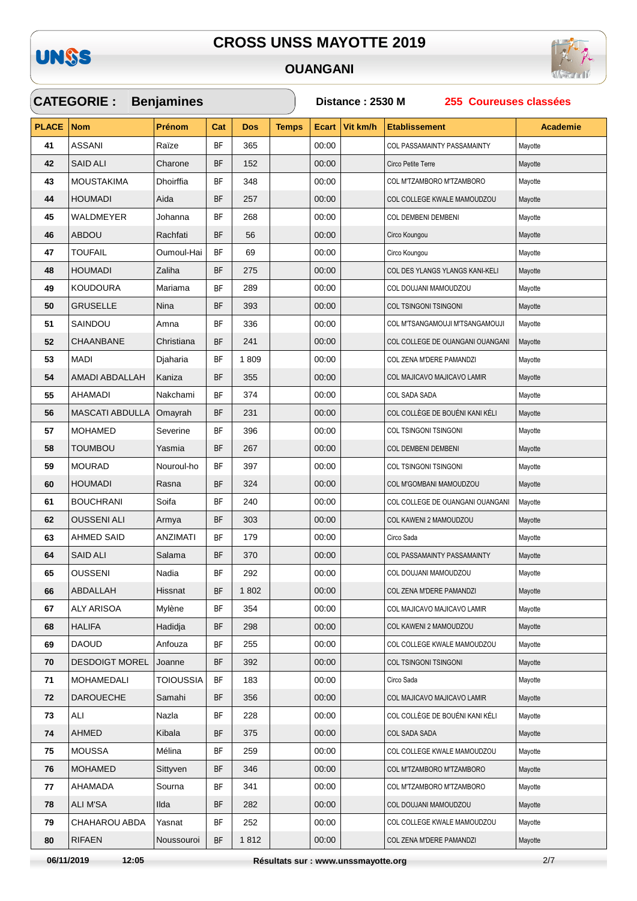# CROSS UNSS MAYOTTE 2019

## OUANGANI

**CATEGORIE : Benjamines** — **Distance : 2530 M** — **255 Coureuses classées**

| PLACE | Nom | Prénom | Cat | Dos | Temps | Ecart | Vit km/h | Etablissement | Academie |
|---|---|---|---|---|---|---|---|---|---|
| 41 | ASSANI | Raïze | BF | 365 | | 00:00 | | COL PASSAMAINTY PASSAMAINTY | Mayotte |
| 42 | SAID ALI | Charone | BF | 152 | | 00:00 | | Circo Petite Terre | Mayotte |
| 43 | MOUSTAKIMA | Dhoirffia | BF | 348 | | 00:00 | | COL M'TZAMBORO M'TZAMBORO | Mayotte |
| 44 | HOUMADI | Aida | BF | 257 | | 00:00 | | COL COLLEGE KWALE MAMOUDZOU | Mayotte |
| 45 | WALDMEYER | Johanna | BF | 268 | | 00:00 | | COL DEMBENI DEMBENI | Mayotte |
| 46 | ABDOU | Rachfati | BF | 56 | | 00:00 | | Circo Koungou | Mayotte |
| 47 | TOUFAIL | Oumoul-Hai | BF | 69 | | 00:00 | | Circo Koungou | Mayotte |
| 48 | HOUMADI | Zaliha | BF | 275 | | 00:00 | | COL DES YLANGS YLANGS KANI-KELI | Mayotte |
| 49 | KOUDOURA | Mariama | BF | 289 | | 00:00 | | COL DOUJANI MAMOUDZOU | Mayotte |
| 50 | GRUSELLE | Nina | BF | 393 | | 00:00 | | COL TSINGONI TSINGONI | Mayotte |
| 51 | SAINDOU | Amna | BF | 336 | | 00:00 | | COL M'TSANGAMOUJI M'TSANGAMOUJI | Mayotte |
| 52 | CHAANBANE | Christiana | BF | 241 | | 00:00 | | COL COLLEGE DE OUANGANI OUANGANI | Mayotte |
| 53 | MADI | Djaharia | BF | 1 809 | | 00:00 | | COL ZENA M'DERE PAMANDZI | Mayotte |
| 54 | AMADI ABDALLAH | Kaniza | BF | 355 | | 00:00 | | COL MAJICAVO MAJICAVO LAMIR | Mayotte |
| 55 | AHAMADI | Nakchami | BF | 374 | | 00:00 | | COL SADA SADA | Mayotte |
| 56 | MASCATI ABDULLA | Omayrah | BF | 231 | | 00:00 | | COL COLLÈGE DE BOUÉNI KANI KÉLI | Mayotte |
| 57 | MOHAMED | Severine | BF | 396 | | 00:00 | | COL TSINGONI TSINGONI | Mayotte |
| 58 | TOUMBOU | Yasmia | BF | 267 | | 00:00 | | COL DEMBENI DEMBENI | Mayotte |
| 59 | MOURAD | Nouroul-ho | BF | 397 | | 00:00 | | COL TSINGONI TSINGONI | Mayotte |
| 60 | HOUMADI | Rasna | BF | 324 | | 00:00 | | COL M'GOMBANI MAMOUDZOU | Mayotte |
| 61 | BOUCHRANI | Soifa | BF | 240 | | 00:00 | | COL COLLEGE DE OUANGANI OUANGANI | Mayotte |
| 62 | OUSSENI ALI | Armya | BF | 303 | | 00:00 | | COL KAWENI 2 MAMOUDZOU | Mayotte |
| 63 | AHMED SAID | ANZIMATI | BF | 179 | | 00:00 | | Circo Sada | Mayotte |
| 64 | SAID ALI | Salama | BF | 370 | | 00:00 | | COL PASSAMAINTY PASSAMAINTY | Mayotte |
| 65 | OUSSENI | Nadia | BF | 292 | | 00:00 | | COL DOUJANI MAMOUDZOU | Mayotte |
| 66 | ABDALLAH | Hissnat | BF | 1 802 | | 00:00 | | COL ZENA M'DERE PAMANDZI | Mayotte |
| 67 | ALY ARISOA | Mylène | BF | 354 | | 00:00 | | COL MAJICAVO MAJICAVO LAMIR | Mayotte |
| 68 | HALIFA | Hadidja | BF | 298 | | 00:00 | | COL KAWENI 2 MAMOUDZOU | Mayotte |
| 69 | DAOUD | Anfouza | BF | 255 | | 00:00 | | COL COLLEGE KWALE MAMOUDZOU | Mayotte |
| 70 | DESDOIGT MOREL | Joanne | BF | 392 | | 00:00 | | COL TSINGONI TSINGONI | Mayotte |
| 71 | MOHAMEDALI | TOIOUSSIA | BF | 183 | | 00:00 | | Circo Sada | Mayotte |
| 72 | DAROUECHE | Samahi | BF | 356 | | 00:00 | | COL MAJICAVO MAJICAVO LAMIR | Mayotte |
| 73 | ALI | Nazla | BF | 228 | | 00:00 | | COL COLLÈGE DE BOUÉNI KANI KÉLI | Mayotte |
| 74 | AHMED | Kibala | BF | 375 | | 00:00 | | COL SADA SADA | Mayotte |
| 75 | MOUSSA | Mélina | BF | 259 | | 00:00 | | COL COLLEGE KWALE MAMOUDZOU | Mayotte |
| 76 | MOHAMED | Sittyven | BF | 346 | | 00:00 | | COL M'TZAMBORO M'TZAMBORO | Mayotte |
| 77 | AHAMADA | Sourna | BF | 341 | | 00:00 | | COL M'TZAMBORO M'TZAMBORO | Mayotte |
| 78 | ALI M'SA | Ilda | BF | 282 | | 00:00 | | COL DOUJANI MAMOUDZOU | Mayotte |
| 79 | CHAHAROU ABDA | Yasnat | BF | 252 | | 00:00 | | COL COLLEGE KWALE MAMOUDZOU | Mayotte |
| 80 | RIFAEN | Noussouroi | BF | 1 812 | | 00:00 | | COL ZENA M'DERE PAMANDZI | Mayotte |

06/11/2019 12:05 — Résultats sur : www.unssmayotte.org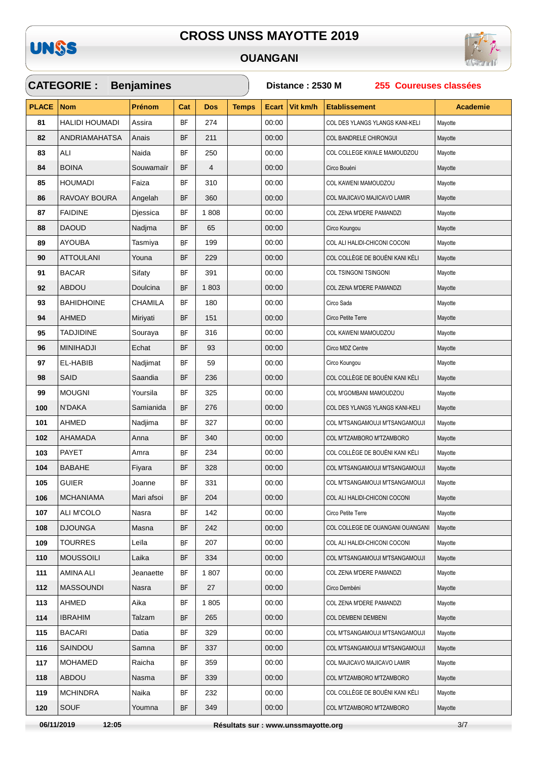# CROSS UNSS MAYOTTE 2019

## OUANGANI

**CATEGORIE : Benjamines** | **Distance : 2530 M** | **255 Coureuses classées**

| PLACE | Nom | Prénom | Cat | Dos | Temps | Ecart | Vit km/h | Etablissement | Academie |
|---|---|---|---|---|---|---|---|---|---|
| 81 | HALIDI HOUMADI | Assira | BF | 274 | | 00:00 | | COL DES YLANGS YLANGS KANI-KELI | Mayotte |
| 82 | ANDRIAMAHATSA | Anais | BF | 211 | | 00:00 | | COL BANDRELE CHIRONGUI | Mayotte |
| 83 | ALI | Naida | BF | 250 | | 00:00 | | COL COLLEGE KWALE MAMOUDZOU | Mayotte |
| 84 | BOINA | Souwamaïr | BF | 4 | | 00:00 | | Circo Bouéni | Mayotte |
| 85 | HOUMADI | Faiza | BF | 310 | | 00:00 | | COL KAWENI MAMOUDZOU | Mayotte |
| 86 | RAVOAY BOURA | Angelah | BF | 360 | | 00:00 | | COL MAJICAVO MAJICAVO LAMIR | Mayotte |
| 87 | FAIDINE | Djessica | BF | 1 808 | | 00:00 | | COL ZENA M'DERE PAMANDZI | Mayotte |
| 88 | DAOUD | Nadjma | BF | 65 | | 00:00 | | Circo Koungou | Mayotte |
| 89 | AYOUBA | Tasmiya | BF | 199 | | 00:00 | | COL ALI HALIDI-CHICONI COCONI | Mayotte |
| 90 | ATTOULANI | Youna | BF | 229 | | 00:00 | | COL COLLÈGE DE BOUÉNI KANI KÉLI | Mayotte |
| 91 | BACAR | Sifaty | BF | 391 | | 00:00 | | COL TSINGONI TSINGONI | Mayotte |
| 92 | ABDOU | Doulcina | BF | 1 803 | | 00:00 | | COL ZENA M'DERE PAMANDZI | Mayotte |
| 93 | BAHIDHOINE | CHAMILA | BF | 180 | | 00:00 | | Circo Sada | Mayotte |
| 94 | AHMED | Miriyati | BF | 151 | | 00:00 | | Circo Petite Terre | Mayotte |
| 95 | TADJIDINE | Souraya | BF | 316 | | 00:00 | | COL KAWENI MAMOUDZOU | Mayotte |
| 96 | MINIHADJI | Echat | BF | 93 | | 00:00 | | Circo MDZ Centre | Mayotte |
| 97 | EL-HABIB | Nadjimat | BF | 59 | | 00:00 | | Circo Koungou | Mayotte |
| 98 | SAID | Saandia | BF | 236 | | 00:00 | | COL COLLÈGE DE BOUÉNI KANI KÉLI | Mayotte |
| 99 | MOUGNI | Yoursila | BF | 325 | | 00:00 | | COL M'GOMBANI MAMOUDZOU | Mayotte |
| 100 | N'DAKA | Samianida | BF | 276 | | 00:00 | | COL DES YLANGS YLANGS KANI-KELI | Mayotte |
| 101 | AHMED | Nadjima | BF | 327 | | 00:00 | | COL M'TSANGAMOUJI M'TSANGAMOUJI | Mayotte |
| 102 | AHAMADA | Anna | BF | 340 | | 00:00 | | COL M'TZAMBORO M'TZAMBORO | Mayotte |
| 103 | PAYET | Amra | BF | 234 | | 00:00 | | COL COLLÈGE DE BOUÉNI KANI KÉLI | Mayotte |
| 104 | BABAHE | Fiyara | BF | 328 | | 00:00 | | COL M'TSANGAMOUJI M'TSANGAMOUJI | Mayotte |
| 105 | GUIER | Joanne | BF | 331 | | 00:00 | | COL M'TSANGAMOUJI M'TSANGAMOUJI | Mayotte |
| 106 | MCHANIAMA | Mari afsoi | BF | 204 | | 00:00 | | COL ALI HALIDI-CHICONI COCONI | Mayotte |
| 107 | ALI M'COLO | Nasra | BF | 142 | | 00:00 | | Circo Petite Terre | Mayotte |
| 108 | DJOUNGA | Masna | BF | 242 | | 00:00 | | COL COLLEGE DE OUANGANI OUANGANI | Mayotte |
| 109 | TOURRES | Leïla | BF | 207 | | 00:00 | | COL ALI HALIDI-CHICONI COCONI | Mayotte |
| 110 | MOUSSOILI | Laika | BF | 334 | | 00:00 | | COL M'TSANGAMOUJI M'TSANGAMOUJI | Mayotte |
| 111 | AMINA ALI | Jeanaette | BF | 1 807 | | 00:00 | | COL ZENA M'DERE PAMANDZI | Mayotte |
| 112 | MASSOUNDI | Nasra | BF | 27 | | 00:00 | | Circo Dembéni | Mayotte |
| 113 | AHMED | Aika | BF | 1 805 | | 00:00 | | COL ZENA M'DERE PAMANDZI | Mayotte |
| 114 | IBRAHIM | Talzam | BF | 265 | | 00:00 | | COL DEMBENI DEMBENI | Mayotte |
| 115 | BACARI | Datia | BF | 329 | | 00:00 | | COL M'TSANGAMOUJI M'TSANGAMOUJI | Mayotte |
| 116 | SAINDOU | Samna | BF | 337 | | 00:00 | | COL M'TSANGAMOUJI M'TSANGAMOUJI | Mayotte |
| 117 | MOHAMED | Raicha | BF | 359 | | 00:00 | | COL MAJICAVO MAJICAVO LAMIR | Mayotte |
| 118 | ABDOU | Nasma | BF | 339 | | 00:00 | | COL M'TZAMBORO M'TZAMBORO | Mayotte |
| 119 | MCHINDRA | Naika | BF | 232 | | 00:00 | | COL COLLÈGE DE BOUÉNI KANI KÉLI | Mayotte |
| 120 | SOUF | Youmna | BF | 349 | | 00:00 | | COL M'TZAMBORO M'TZAMBORO | Mayotte |

06/11/2019 12:05 **Résultats sur : www.unssmayotte.org**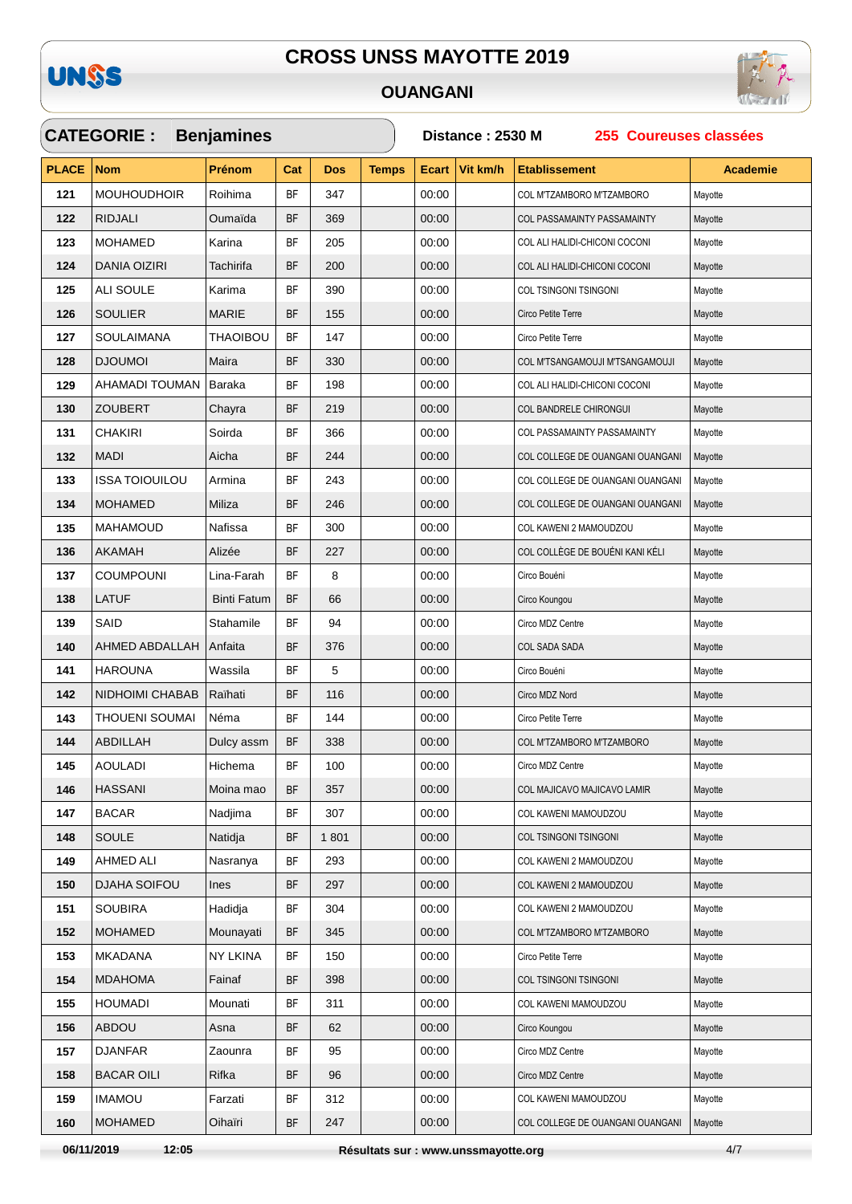# CROSS UNSS MAYOTTE 2019

## OUANGANI

**CATEGORIE : Benjamines** — **Distance : 2530 M** — **255 Coureuses classées**

| PLACE | Nom | Prénom | Cat | Dos | Temps | Ecart | Vit km/h | Etablissement | Academie |
|---|---|---|---|---|---|---|---|---|---|
| 121 | MOUHOUDHOIR | Roihima | BF | 347 | | 00:00 | | COL M'TZAMBORO M'TZAMBORO | Mayotte |
| 122 | RIDJALI | Oumaïda | BF | 369 | | 00:00 | | COL PASSAMAINTY PASSAMAINTY | Mayotte |
| 123 | MOHAMED | Karina | BF | 205 | | 00:00 | | COL ALI HALIDI-CHICONI COCONI | Mayotte |
| 124 | DANIA OIZIRI | Tachirifa | BF | 200 | | 00:00 | | COL ALI HALIDI-CHICONI COCONI | Mayotte |
| 125 | ALI SOULE | Karima | BF | 390 | | 00:00 | | COL TSINGONI TSINGONI | Mayotte |
| 126 | SOULIER | MARIE | BF | 155 | | 00:00 | | Circo Petite Terre | Mayotte |
| 127 | SOULAIMANA | THAOIBOU | BF | 147 | | 00:00 | | Circo Petite Terre | Mayotte |
| 128 | DJOUMOI | Maira | BF | 330 | | 00:00 | | COL M'TSANGAMOUJI M'TSANGAMOUJI | Mayotte |
| 129 | AHAMADI TOUMAN | Baraka | BF | 198 | | 00:00 | | COL ALI HALIDI-CHICONI COCONI | Mayotte |
| 130 | ZOUBERT | Chayra | BF | 219 | | 00:00 | | COL BANDRELE CHIRONGUI | Mayotte |
| 131 | CHAKIRI | Soirda | BF | 366 | | 00:00 | | COL PASSAMAINTY PASSAMAINTY | Mayotte |
| 132 | MADI | Aicha | BF | 244 | | 00:00 | | COL COLLEGE DE OUANGANI OUANGANI | Mayotte |
| 133 | ISSA TOIOUILOU | Armina | BF | 243 | | 00:00 | | COL COLLEGE DE OUANGANI OUANGANI | Mayotte |
| 134 | MOHAMED | Miliza | BF | 246 | | 00:00 | | COL COLLEGE DE OUANGANI OUANGANI | Mayotte |
| 135 | MAHAMOUD | Nafissa | BF | 300 | | 00:00 | | COL KAWENI 2 MAMOUDZOU | Mayotte |
| 136 | AKAMAH | Alizée | BF | 227 | | 00:00 | | COL COLLÈGE DE BOUÉNI KANI KÉLI | Mayotte |
| 137 | COUMPOUNI | Lina-Farah | BF | 8 | | 00:00 | | Circo Bouéni | Mayotte |
| 138 | LATUF | Binti Fatum | BF | 66 | | 00:00 | | Circo Koungou | Mayotte |
| 139 | SAID | Stahamile | BF | 94 | | 00:00 | | Circo MDZ Centre | Mayotte |
| 140 | AHMED ABDALLAH | Anfaita | BF | 376 | | 00:00 | | COL SADA SADA | Mayotte |
| 141 | HAROUNA | Wassila | BF | 5 | | 00:00 | | Circo Bouéni | Mayotte |
| 142 | NIDHOIMI CHABAB | Raïhati | BF | 116 | | 00:00 | | Circo MDZ Nord | Mayotte |
| 143 | THOUENI SOUMAI | Néma | BF | 144 | | 00:00 | | Circo Petite Terre | Mayotte |
| 144 | ABDILLAH | Dulcy assm | BF | 338 | | 00:00 | | COL M'TZAMBORO M'TZAMBORO | Mayotte |
| 145 | AOULADI | Hichema | BF | 100 | | 00:00 | | Circo MDZ Centre | Mayotte |
| 146 | HASSANI | Moina mao | BF | 357 | | 00:00 | | COL MAJICAVO MAJICAVO LAMIR | Mayotte |
| 147 | BACAR | Nadjima | BF | 307 | | 00:00 | | COL KAWENI MAMOUDZOU | Mayotte |
| 148 | SOULE | Natidja | BF | 1 801 | | 00:00 | | COL TSINGONI TSINGONI | Mayotte |
| 149 | AHMED ALI | Nasranya | BF | 293 | | 00:00 | | COL KAWENI 2 MAMOUDZOU | Mayotte |
| 150 | DJAHA SOIFOU | Ines | BF | 297 | | 00:00 | | COL KAWENI 2 MAMOUDZOU | Mayotte |
| 151 | SOUBIRA | Hadidja | BF | 304 | | 00:00 | | COL KAWENI 2 MAMOUDZOU | Mayotte |
| 152 | MOHAMED | Mounayati | BF | 345 | | 00:00 | | COL M'TZAMBORO M'TZAMBORO | Mayotte |
| 153 | MKADANA | NY LKINA | BF | 150 | | 00:00 | | Circo Petite Terre | Mayotte |
| 154 | MDAHOMA | Fainaf | BF | 398 | | 00:00 | | COL TSINGONI TSINGONI | Mayotte |
| 155 | HOUMADI | Mounati | BF | 311 | | 00:00 | | COL KAWENI MAMOUDZOU | Mayotte |
| 156 | ABDOU | Asna | BF | 62 | | 00:00 | | Circo Koungou | Mayotte |
| 157 | DJANFAR | Zaounra | BF | 95 | | 00:00 | | Circo MDZ Centre | Mayotte |
| 158 | BACAR OILI | Rifka | BF | 96 | | 00:00 | | Circo MDZ Centre | Mayotte |
| 159 | IMAMOU | Farzati | BF | 312 | | 00:00 | | COL KAWENI MAMOUDZOU | Mayotte |
| 160 | MOHAMED | Oihaïri | BF | 247 | | 00:00 | | COL COLLEGE DE OUANGANI OUANGANI | Mayotte |

06/11/2019 12:05 — Résultats sur : www.unssmayotte.org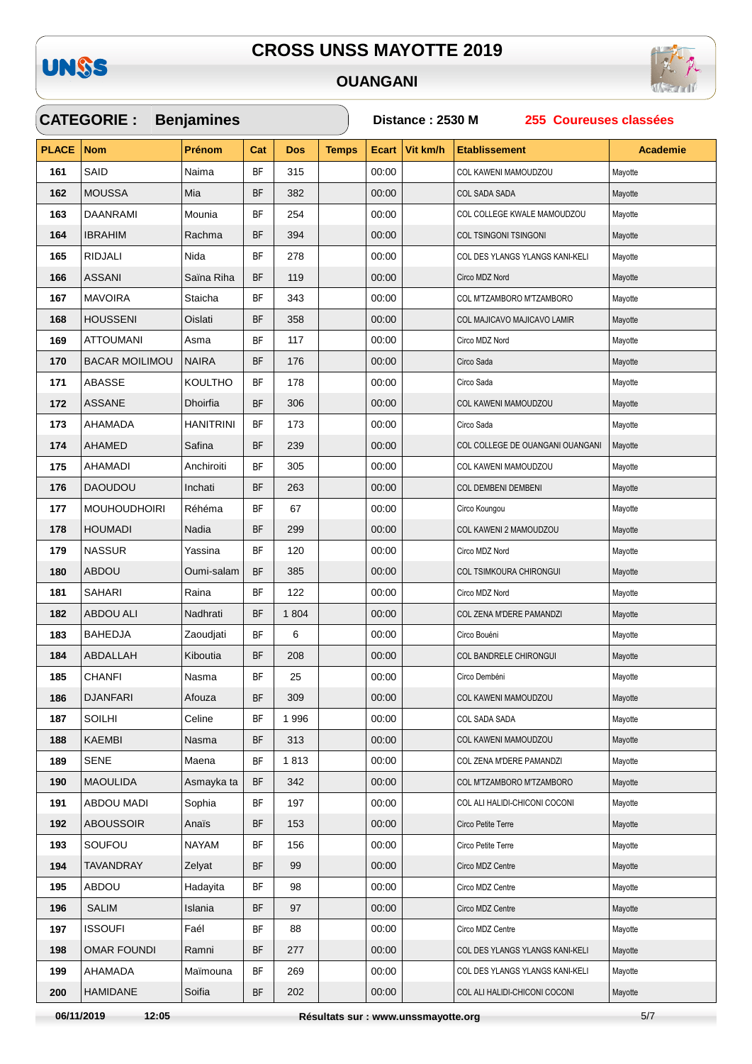# CROSS UNSS MAYOTTE 2019

## OUANGANI

**CATEGORIE : Benjamines** — **Distance : 2530 M** — **255 Coureuses classées**

| PLACE | Nom | Prénom | Cat | Dos | Temps | Ecart | Vit km/h | Etablissement | Academie |
|---|---|---|---|---|---|---|---|---|---|
| 161 | SAID | Naima | BF | 315 | | 00:00 | | COL KAWENI MAMOUDZOU | Mayotte |
| 162 | MOUSSA | Mia | BF | 382 | | 00:00 | | COL SADA SADA | Mayotte |
| 163 | DAANRAMI | Mounia | BF | 254 | | 00:00 | | COL COLLEGE KWALE MAMOUDZOU | Mayotte |
| 164 | IBRAHIM | Rachma | BF | 394 | | 00:00 | | COL TSINGONI TSINGONI | Mayotte |
| 165 | RIDJALI | Nida | BF | 278 | | 00:00 | | COL DES YLANGS YLANGS KANI-KELI | Mayotte |
| 166 | ASSANI | Saïna Riha | BF | 119 | | 00:00 | | Circo MDZ Nord | Mayotte |
| 167 | MAVOIRA | Staicha | BF | 343 | | 00:00 | | COL M'TZAMBORO M'TZAMBORO | Mayotte |
| 168 | HOUSSENI | Oislati | BF | 358 | | 00:00 | | COL MAJICAVO MAJICAVO LAMIR | Mayotte |
| 169 | ATTOUMANI | Asma | BF | 117 | | 00:00 | | Circo MDZ Nord | Mayotte |
| 170 | BACAR MOILIMOU | NAIRA | BF | 176 | | 00:00 | | Circo Sada | Mayotte |
| 171 | ABASSE | KOULTHO | BF | 178 | | 00:00 | | Circo Sada | Mayotte |
| 172 | ASSANE | Dhoirfia | BF | 306 | | 00:00 | | COL KAWENI MAMOUDZOU | Mayotte |
| 173 | AHAMADA | HANITRINI | BF | 173 | | 00:00 | | Circo Sada | Mayotte |
| 174 | AHAMED | Safina | BF | 239 | | 00:00 | | COL COLLEGE DE OUANGANI OUANGANI | Mayotte |
| 175 | AHAMADI | Anchiroiti | BF | 305 | | 00:00 | | COL KAWENI MAMOUDZOU | Mayotte |
| 176 | DAOUDOU | Inchati | BF | 263 | | 00:00 | | COL DEMBENI DEMBENI | Mayotte |
| 177 | MOUHOUDHOIRI | Réhéma | BF | 67 | | 00:00 | | Circo Koungou | Mayotte |
| 178 | HOUMADI | Nadia | BF | 299 | | 00:00 | | COL KAWENI 2 MAMOUDZOU | Mayotte |
| 179 | NASSUR | Yassina | BF | 120 | | 00:00 | | Circo MDZ Nord | Mayotte |
| 180 | ABDOU | Oumi-salam | BF | 385 | | 00:00 | | COL TSIMKOURA CHIRONGUI | Mayotte |
| 181 | SAHARI | Raina | BF | 122 | | 00:00 | | Circo MDZ Nord | Mayotte |
| 182 | ABDOU ALI | Nadhrati | BF | 1 804 | | 00:00 | | COL ZENA M'DERE PAMANDZI | Mayotte |
| 183 | BAHEDJA | Zaoudjati | BF | 6 | | 00:00 | | Circo Bouéni | Mayotte |
| 184 | ABDALLAH | Kiboutia | BF | 208 | | 00:00 | | COL BANDRELE CHIRONGUI | Mayotte |
| 185 | CHANFI | Nasma | BF | 25 | | 00:00 | | Circo Dembéni | Mayotte |
| 186 | DJANFARI | Afouza | BF | 309 | | 00:00 | | COL KAWENI MAMOUDZOU | Mayotte |
| 187 | SOILHI | Celine | BF | 1 996 | | 00:00 | | COL SADA SADA | Mayotte |
| 188 | KAEMBI | Nasma | BF | 313 | | 00:00 | | COL KAWENI MAMOUDZOU | Mayotte |
| 189 | SENE | Maena | BF | 1 813 | | 00:00 | | COL ZENA M'DERE PAMANDZI | Mayotte |
| 190 | MAOULIDA | Asmayka ta | BF | 342 | | 00:00 | | COL M'TZAMBORO M'TZAMBORO | Mayotte |
| 191 | ABDOU MADI | Sophia | BF | 197 | | 00:00 | | COL ALI HALIDI-CHICONI COCONI | Mayotte |
| 192 | ABOUSSOIR | Anaïs | BF | 153 | | 00:00 | | Circo Petite Terre | Mayotte |
| 193 | SOUFOU | NAYAM | BF | 156 | | 00:00 | | Circo Petite Terre | Mayotte |
| 194 | TAVANDRAY | Zelyat | BF | 99 | | 00:00 | | Circo MDZ Centre | Mayotte |
| 195 | ABDOU | Hadayita | BF | 98 | | 00:00 | | Circo MDZ Centre | Mayotte |
| 196 | SALIM | Islania | BF | 97 | | 00:00 | | Circo MDZ Centre | Mayotte |
| 197 | ISSOUFI | Faél | BF | 88 | | 00:00 | | Circo MDZ Centre | Mayotte |
| 198 | OMAR FOUNDI | Ramni | BF | 277 | | 00:00 | | COL DES YLANGS YLANGS KANI-KELI | Mayotte |
| 199 | AHAMADA | Maïmouna | BF | 269 | | 00:00 | | COL DES YLANGS YLANGS KANI-KELI | Mayotte |
| 200 | HAMIDANE | Soifia | BF | 202 | | 00:00 | | COL ALI HALIDI-CHICONI COCONI | Mayotte |

06/11/2019 12:05 — Résultats sur : www.unssmayotte.org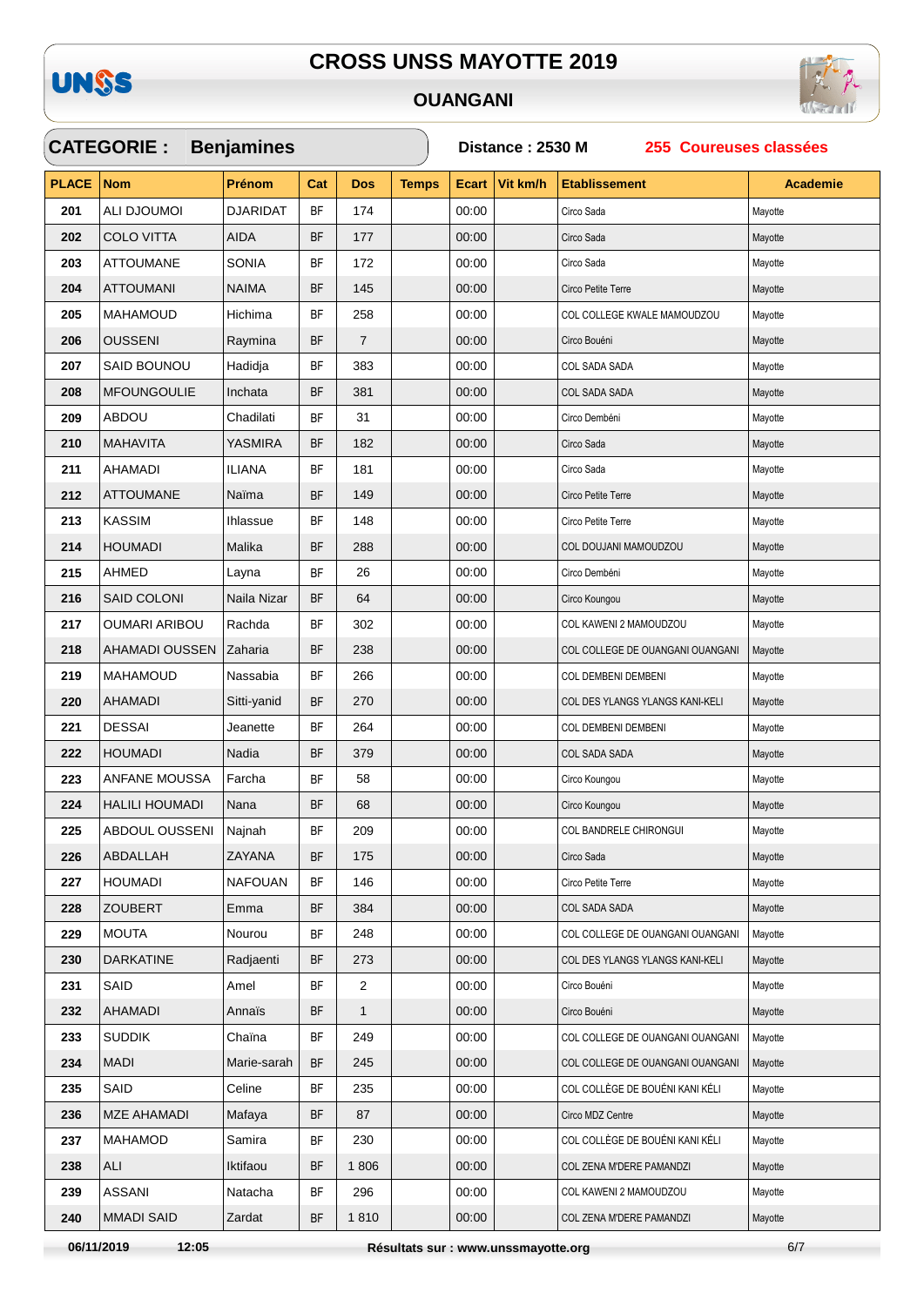# CROSS UNSS MAYOTTE 2019

## OUANGANI

**CATEGORIE : Benjamines** **Distance : 2530 M** **255 Coureuses classées**

| PLACE | Nom | Prénom | Cat | Dos | Temps | Ecart | Vit km/h | Etablissement | Academie |
|---|---|---|---|---|---|---|---|---|---|
| 201 | ALI DJOUMOI | DJARIDAT | BF | 174 | | 00:00 | | Circo Sada | Mayotte |
| 202 | COLO VITTA | AIDA | BF | 177 | | 00:00 | | Circo Sada | Mayotte |
| 203 | ATTOUMANE | SONIA | BF | 172 | | 00:00 | | Circo Sada | Mayotte |
| 204 | ATTOUMANI | NAIMA | BF | 145 | | 00:00 | | Circo Petite Terre | Mayotte |
| 205 | MAHAMOUD | Hichima | BF | 258 | | 00:00 | | COL COLLEGE KWALE MAMOUDZOU | Mayotte |
| 206 | OUSSENI | Raymina | BF | 7 | | 00:00 | | Circo Bouéni | Mayotte |
| 207 | SAID BOUNOU | Hadidja | BF | 383 | | 00:00 | | COL SADA SADA | Mayotte |
| 208 | MFOUNGOULIE | Inchata | BF | 381 | | 00:00 | | COL SADA SADA | Mayotte |
| 209 | ABDOU | Chadilati | BF | 31 | | 00:00 | | Circo Dembéni | Mayotte |
| 210 | MAHAVITA | YASMIRA | BF | 182 | | 00:00 | | Circo Sada | Mayotte |
| 211 | AHAMADI | ILIANA | BF | 181 | | 00:00 | | Circo Sada | Mayotte |
| 212 | ATTOUMANE | Naïma | BF | 149 | | 00:00 | | Circo Petite Terre | Mayotte |
| 213 | KASSIM | Ihlassue | BF | 148 | | 00:00 | | Circo Petite Terre | Mayotte |
| 214 | HOUMADI | Malika | BF | 288 | | 00:00 | | COL DOUJANI MAMOUDZOU | Mayotte |
| 215 | AHMED | Layna | BF | 26 | | 00:00 | | Circo Dembéni | Mayotte |
| 216 | SAID COLONI | Naila Nizar | BF | 64 | | 00:00 | | Circo Koungou | Mayotte |
| 217 | OUMARI ARIBOU | Rachda | BF | 302 | | 00:00 | | COL KAWENI 2 MAMOUDZOU | Mayotte |
| 218 | AHAMADI OUSSEN | Zaharia | BF | 238 | | 00:00 | | COL COLLEGE DE OUANGANI OUANGANI | Mayotte |
| 219 | MAHAMOUD | Nassabia | BF | 266 | | 00:00 | | COL DEMBENI DEMBENI | Mayotte |
| 220 | AHAMADI | Sitti-yanid | BF | 270 | | 00:00 | | COL DES YLANGS YLANGS KANI-KELI | Mayotte |
| 221 | DESSAI | Jeanette | BF | 264 | | 00:00 | | COL DEMBENI DEMBENI | Mayotte |
| 222 | HOUMADI | Nadia | BF | 379 | | 00:00 | | COL SADA SADA | Mayotte |
| 223 | ANFANE MOUSSA | Farcha | BF | 58 | | 00:00 | | Circo Koungou | Mayotte |
| 224 | HALILI HOUMADI | Nana | BF | 68 | | 00:00 | | Circo Koungou | Mayotte |
| 225 | ABDOUL OUSSENI | Najnah | BF | 209 | | 00:00 | | COL BANDRELE CHIRONGUI | Mayotte |
| 226 | ABDALLAH | ZAYANA | BF | 175 | | 00:00 | | Circo Sada | Mayotte |
| 227 | HOUMADI | NAFOUAN | BF | 146 | | 00:00 | | Circo Petite Terre | Mayotte |
| 228 | ZOUBERT | Emma | BF | 384 | | 00:00 | | COL SADA SADA | Mayotte |
| 229 | MOUTA | Nourou | BF | 248 | | 00:00 | | COL COLLEGE DE OUANGANI OUANGANI | Mayotte |
| 230 | DARKATINE | Radjaenti | BF | 273 | | 00:00 | | COL DES YLANGS YLANGS KANI-KELI | Mayotte |
| 231 | SAID | Amel | BF | 2 | | 00:00 | | Circo Bouéni | Mayotte |
| 232 | AHAMADI | Annaïs | BF | 1 | | 00:00 | | Circo Bouéni | Mayotte |
| 233 | SUDDIK | Chaïna | BF | 249 | | 00:00 | | COL COLLEGE DE OUANGANI OUANGANI | Mayotte |
| 234 | MADI | Marie-sarah | BF | 245 | | 00:00 | | COL COLLEGE DE OUANGANI OUANGANI | Mayotte |
| 235 | SAID | Celine | BF | 235 | | 00:00 | | COL COLLÈGE DE BOUÉNI KANI KÉLI | Mayotte |
| 236 | MZE AHAMADI | Mafaya | BF | 87 | | 00:00 | | Circo MDZ Centre | Mayotte |
| 237 | MAHAMOD | Samira | BF | 230 | | 00:00 | | COL COLLÈGE DE BOUÉNI KANI KÉLI | Mayotte |
| 238 | ALI | Iktifaou | BF | 1 806 | | 00:00 | | COL ZENA M'DERE PAMANDZI | Mayotte |
| 239 | ASSANI | Natacha | BF | 296 | | 00:00 | | COL KAWENI 2 MAMOUDZOU | Mayotte |
| 240 | MMADI SAID | Zardat | BF | 1 810 | | 00:00 | | COL ZENA M'DERE PAMANDZI | Mayotte |

06/11/2019 12:05 Résultats sur : www.unssmayotte.org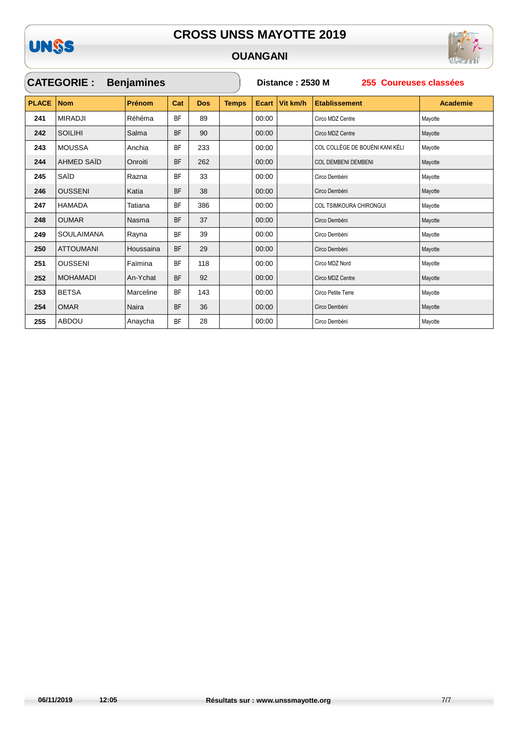# CROSS UNSS MAYOTTE 2019

## OUANGANI

**CATEGORIE : Benjamines** — **Distance : 2530 M** — **255 Coureuses classées**

| PLACE | Nom | Prénom | Cat | Dos | Temps | Ecart | Vit km/h | Etablissement | Academie |
|---|---|---|---|---|---|---|---|---|---|
| 241 | MIRADJI | Réhéma | BF | 89 | | 00:00 | | Circo MDZ Centre | Mayotte |
| 242 | SOILIHI | Salma | BF | 90 | | 00:00 | | Circo MDZ Centre | Mayotte |
| 243 | MOUSSA | Anchia | BF | 233 | | 00:00 | | COL COLLÈGE DE BOUÉNI KANI KÉLI | Mayotte |
| 244 | AHMED SAÏD | Onroiti | BF | 262 | | 00:00 | | COL DEMBENI DEMBENI | Mayotte |
| 245 | SAÏD | Razna | BF | 33 | | 00:00 | | Circo Dembéni | Mayotte |
| 246 | OUSSENI | Katia | BF | 38 | | 00:00 | | Circo Dembéni | Mayotte |
| 247 | HAMADA | Tatiana | BF | 386 | | 00:00 | | COL TSIMKOURA CHIRONGUI | Mayotte |
| 248 | OUMAR | Nasma | BF | 37 | | 00:00 | | Circo Dembéni | Mayotte |
| 249 | SOULAIMANA | Rayna | BF | 39 | | 00:00 | | Circo Dembéni | Mayotte |
| 250 | ATTOUMANI | Houssaina | BF | 29 | | 00:00 | | Circo Dembéni | Mayotte |
| 251 | OUSSENI | Faïmina | BF | 118 | | 00:00 | | Circo MDZ Nord | Mayotte |
| 252 | MOHAMADI | An-Ychat | BF | 92 | | 00:00 | | Circo MDZ Centre | Mayotte |
| 253 | BETSA | Marceline | BF | 143 | | 00:00 | | Circo Petite Terre | Mayotte |
| 254 | OMAR | Naira | BF | 36 | | 00:00 | | Circo Dembéni | Mayotte |
| 255 | ABDOU | Anaycha | BF | 28 | | 00:00 | | Circo Dembéni | Mayotte |

06/11/2019 12:05 — Résultats sur : www.unssmayotte.org